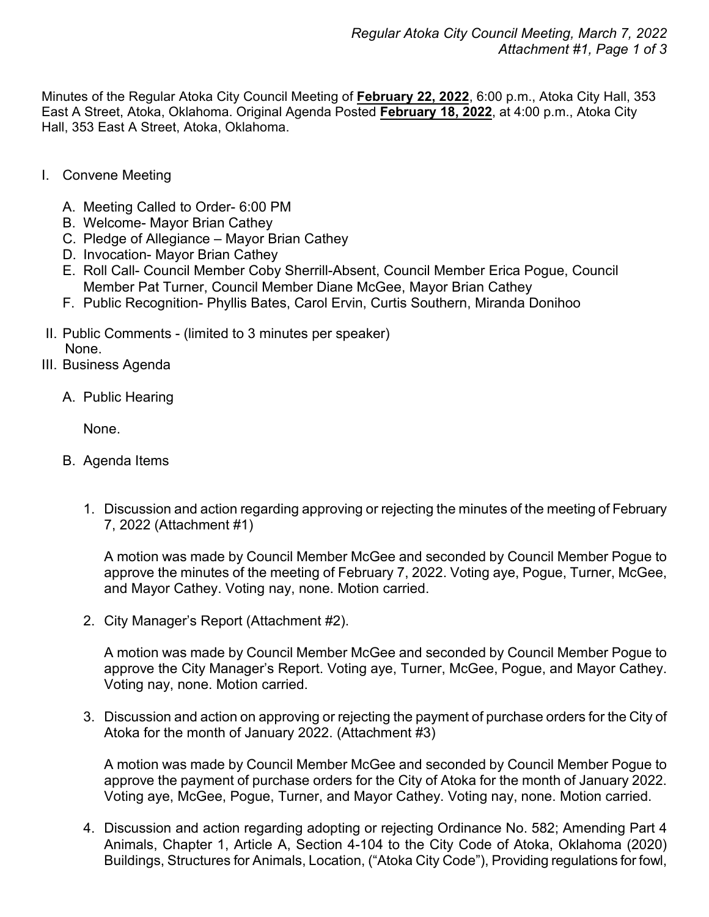Minutes of the Regular Atoka City Council Meeting of **February 22, 2022**, 6:00 p.m., Atoka City Hall, 353 East A Street, Atoka, Oklahoma. Original Agenda Posted **February 18, 2022**, at 4:00 p.m., Atoka City Hall, 353 East A Street, Atoka, Oklahoma.

I. Convene Meeting

   A. Meeting Called to Order- 6:00 PM
   B. Welcome- Mayor Brian Cathey
   C. Pledge of Allegiance – Mayor Brian Cathey
   D. Invocation- Mayor Brian Cathey
   E. Roll Call- Council Member Coby Sherrill-Absent, Council Member Erica Pogue, Council Member Pat Turner, Council Member Diane McGee, Mayor Brian Cathey
   F. Public Recognition- Phyllis Bates, Carol Ervin, Curtis Southern, Miranda Donihoo

II. Public Comments - (limited to 3 minutes per speaker)
    None.

III. Business Agenda

   A. Public Hearing

      None.

   B. Agenda Items

      1. Discussion and action regarding approving or rejecting the minutes of the meeting of February 7, 2022 (Attachment #1)

         A motion was made by Council Member McGee and seconded by Council Member Pogue to approve the minutes of the meeting of February 7, 2022. Voting aye, Pogue, Turner, McGee, and Mayor Cathey. Voting nay, none. Motion carried.

      2. City Manager's Report (Attachment #2).

         A motion was made by Council Member McGee and seconded by Council Member Pogue to approve the City Manager's Report. Voting aye, Turner, McGee, Pogue, and Mayor Cathey. Voting nay, none. Motion carried.

      3. Discussion and action on approving or rejecting the payment of purchase orders for the City of Atoka for the month of January 2022. (Attachment #3)

         A motion was made by Council Member McGee and seconded by Council Member Pogue to approve the payment of purchase orders for the City of Atoka for the month of January 2022. Voting aye, McGee, Pogue, Turner, and Mayor Cathey. Voting nay, none. Motion carried.

      4. Discussion and action regarding adopting or rejecting Ordinance No. 582; Amending Part 4 Animals, Chapter 1, Article A, Section 4-104 to the City Code of Atoka, Oklahoma (2020) Buildings, Structures for Animals, Location, ("Atoka City Code"), Providing regulations for fowl,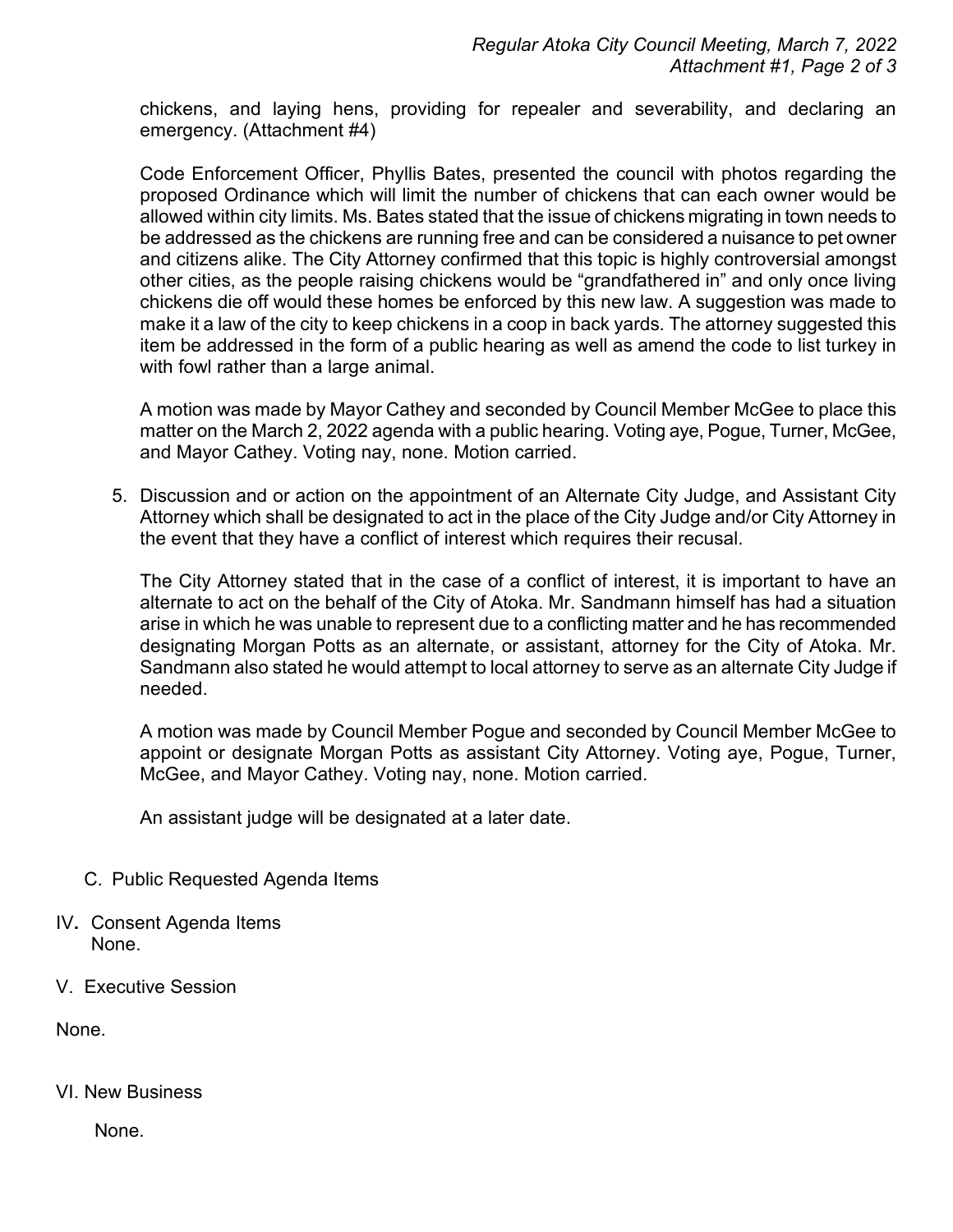chickens, and laying hens, providing for repealer and severability, and declaring an emergency. (Attachment #4)

Code Enforcement Officer, Phyllis Bates, presented the council with photos regarding the proposed Ordinance which will limit the number of chickens that can each owner would be allowed within city limits. Ms. Bates stated that the issue of chickens migrating in town needs to be addressed as the chickens are running free and can be considered a nuisance to pet owner and citizens alike. The City Attorney confirmed that this topic is highly controversial amongst other cities, as the people raising chickens would be "grandfathered in" and only once living chickens die off would these homes be enforced by this new law. A suggestion was made to make it a law of the city to keep chickens in a coop in back yards. The attorney suggested this item be addressed in the form of a public hearing as well as amend the code to list turkey in with fowl rather than a large animal.

A motion was made by Mayor Cathey and seconded by Council Member McGee to place this matter on the March 2, 2022 agenda with a public hearing. Voting aye, Pogue, Turner, McGee, and Mayor Cathey. Voting nay, none. Motion carried.

5. Discussion and or action on the appointment of an Alternate City Judge, and Assistant City Attorney which shall be designated to act in the place of the City Judge and/or City Attorney in the event that they have a conflict of interest which requires their recusal.

   The City Attorney stated that in the case of a conflict of interest, it is important to have an alternate to act on the behalf of the City of Atoka. Mr. Sandmann himself has had a situation arise in which he was unable to represent due to a conflicting matter and he has recommended designating Morgan Potts as an alternate, or assistant, attorney for the City of Atoka. Mr. Sandmann also stated he would attempt to local attorney to serve as an alternate City Judge if needed.

   A motion was made by Council Member Pogue and seconded by Council Member McGee to appoint or designate Morgan Potts as assistant City Attorney. Voting aye, Pogue, Turner, McGee, and Mayor Cathey. Voting nay, none. Motion carried.

   An assistant judge will be designated at a later date.

C. Public Requested Agenda Items

IV. Consent Agenda Items
None.

V. Executive Session

None.

VI. New Business

None.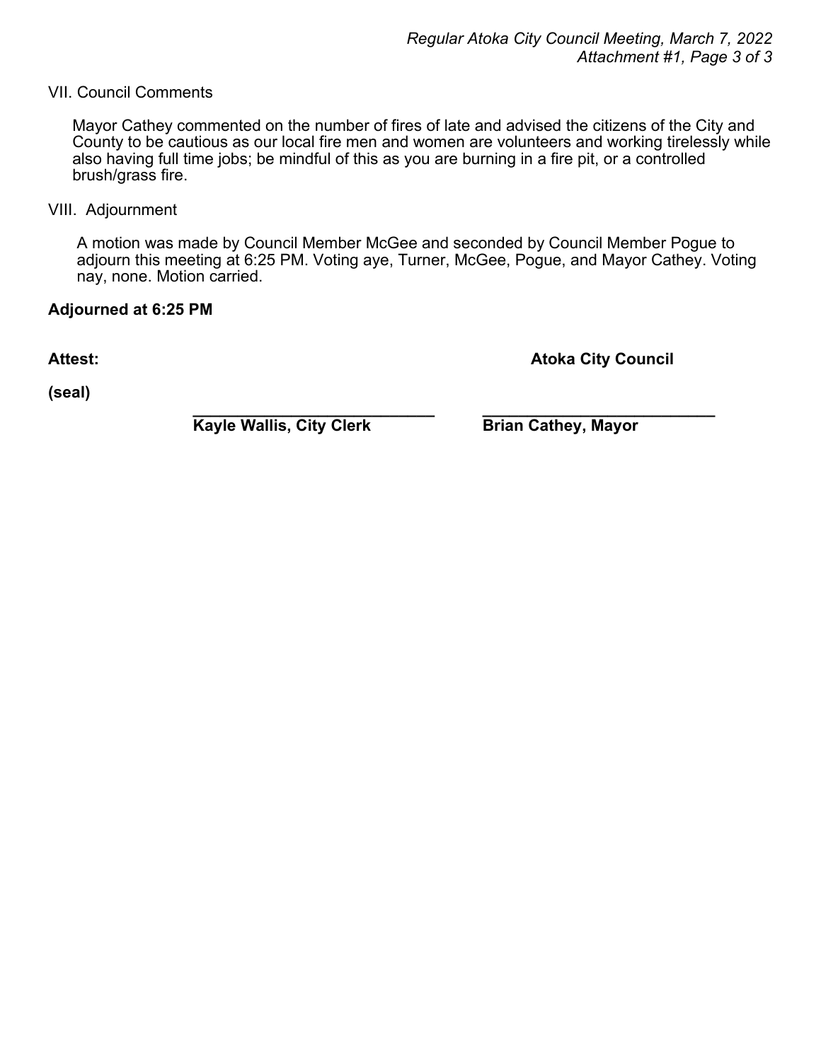VII. Council Comments

Mayor Cathey commented on the number of fires of late and advised the citizens of the City and County to be cautious as our local fire men and women are volunteers and working tirelessly while also having full time jobs; be mindful of this as you are burning in a fire pit, or a controlled brush/grass fire.

VIII. Adjournment

A motion was made by Council Member McGee and seconded by Council Member Pogue to adjourn this meeting at 6:25 PM. Voting aye, Turner, McGee, Pogue, and Mayor Cathey. Voting nay, none. Motion carried.

**Adjourned at 6:25 PM**

**Attest:** **Atoka City Council**

**(seal)**

\_\_\_\_\_\_\_\_\_\_\_\_\_\_\_\_\_\_\_\_\_\_\_\_\_\_\_\_ \_\_\_\_\_\_\_\_\_\_\_\_\_\_\_\_\_\_\_\_\_\_\_\_\_\_\_\_

**Kayle Wallis, City Clerk** **Brian Cathey, Mayor**